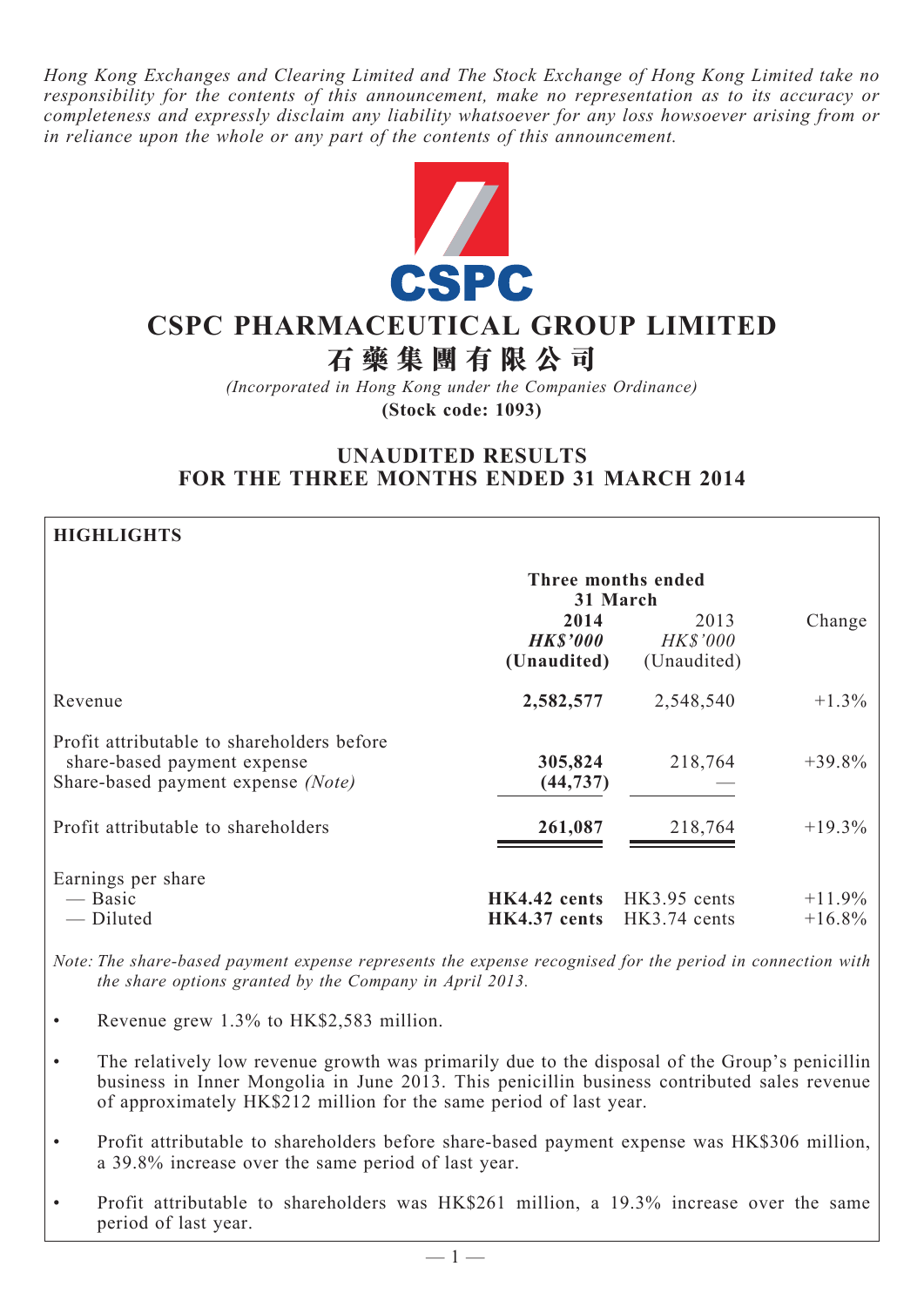*Hong Kong Exchanges and Clearing Limited and The Stock Exchange of Hong Kong Limited take no responsibility for the contents of this announcement, make no representation as to its accuracy or completeness and expressly disclaim any liability whatsoever for any loss howsoever arising from or in reliance upon the whole or any part of the contents of this announcement.*

# CSPC PHARMACEUTICAL GROUP LIMITED

# 石藥集團有限公司

*(Incorporated in Hong Kong under the Companies Ordinance)*

**(Stock code: 1093)**

## UNAUDITED RESULTS FOR THE THREE MONTHS ENDED 31 MARCH 2014

### HIGHLIGHTS

| | Three months ended 31 March | | |
|---|---|---|---|
| | **2014** | 2013 | Change |
| | ***HK$'000*** | *HK$'000* | |
| | **(Unaudited)** | (Unaudited) | |
| Revenue | **2,582,577** | 2,548,540 | +1.3% |
| Profit attributable to shareholders before share-based payment expense | **305,824** | 218,764 | +39.8% |
| Share-based payment expense *(Note)* | **(44,737)** | — | |
| Profit attributable to shareholders | **261,087** | 218,764 | +19.3% |
| Earnings per share | | | |
| — Basic | **HK4.42 cents** | HK3.95 cents | +11.9% |
| — Diluted | **HK4.37 cents** | HK3.74 cents | +16.8% |

*Note: The share-based payment expense represents the expense recognised for the period in connection with the share options granted by the Company in April 2013.*

- Revenue grew 1.3% to HK$2,583 million.
- The relatively low revenue growth was primarily due to the disposal of the Group's penicillin business in Inner Mongolia in June 2013. This penicillin business contributed sales revenue of approximately HK$212 million for the same period of last year.
- Profit attributable to shareholders before share-based payment expense was HK$306 million, a 39.8% increase over the same period of last year.
- Profit attributable to shareholders was HK$261 million, a 19.3% increase over the same period of last year.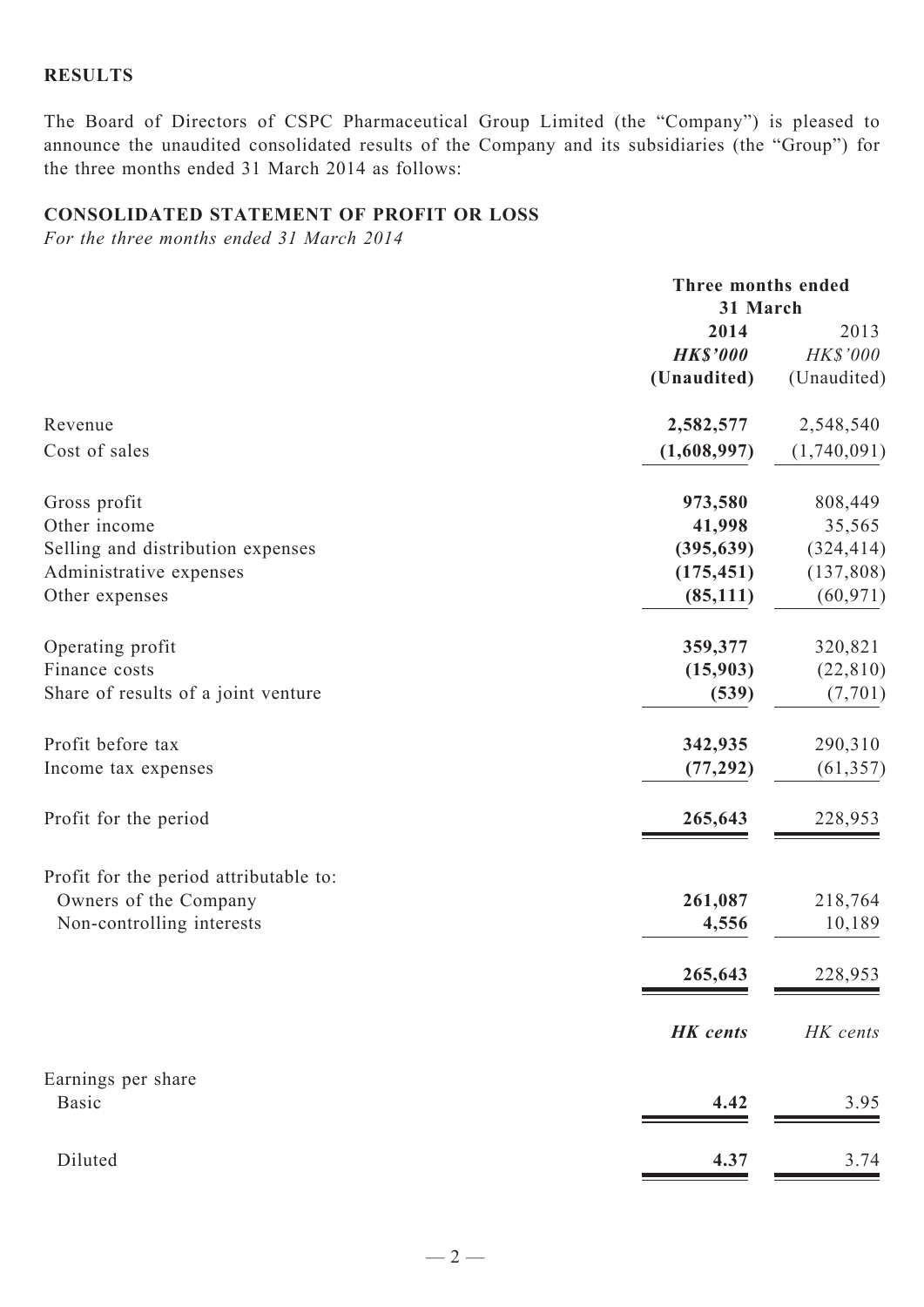## RESULTS

The Board of Directors of CSPC Pharmaceutical Group Limited (the "Company") is pleased to announce the unaudited consolidated results of the Company and its subsidiaries (the "Group") for the three months ended 31 March 2014 as follows:

## CONSOLIDATED STATEMENT OF PROFIT OR LOSS

*For the three months ended 31 March 2014*

| | Three months ended 31 March | |
|---|---|---|
| | **2014** | 2013 |
| | ***HK$'000*** | *HK$'000* |
| | **(Unaudited)** | (Unaudited) |
| Revenue | **2,582,577** | 2,548,540 |
| Cost of sales | **(1,608,997)** | (1,740,091) |
| Gross profit | **973,580** | 808,449 |
| Other income | **41,998** | 35,565 |
| Selling and distribution expenses | **(395,639)** | (324,414) |
| Administrative expenses | **(175,451)** | (137,808) |
| Other expenses | **(85,111)** | (60,971) |
| Operating profit | **359,377** | 320,821 |
| Finance costs | **(15,903)** | (22,810) |
| Share of results of a joint venture | **(539)** | (7,701) |
| Profit before tax | **342,935** | 290,310 |
| Income tax expenses | **(77,292)** | (61,357) |
| Profit for the period | **265,643** | 228,953 |
| Profit for the period attributable to: | | |
| Owners of the Company | **261,087** | 218,764 |
| Non-controlling interests | **4,556** | 10,189 |
| | **265,643** | 228,953 |
| | ***HK cents*** | *HK cents* |
| Earnings per share | | |
| Basic | **4.42** | 3.95 |
| Diluted | **4.37** | 3.74 |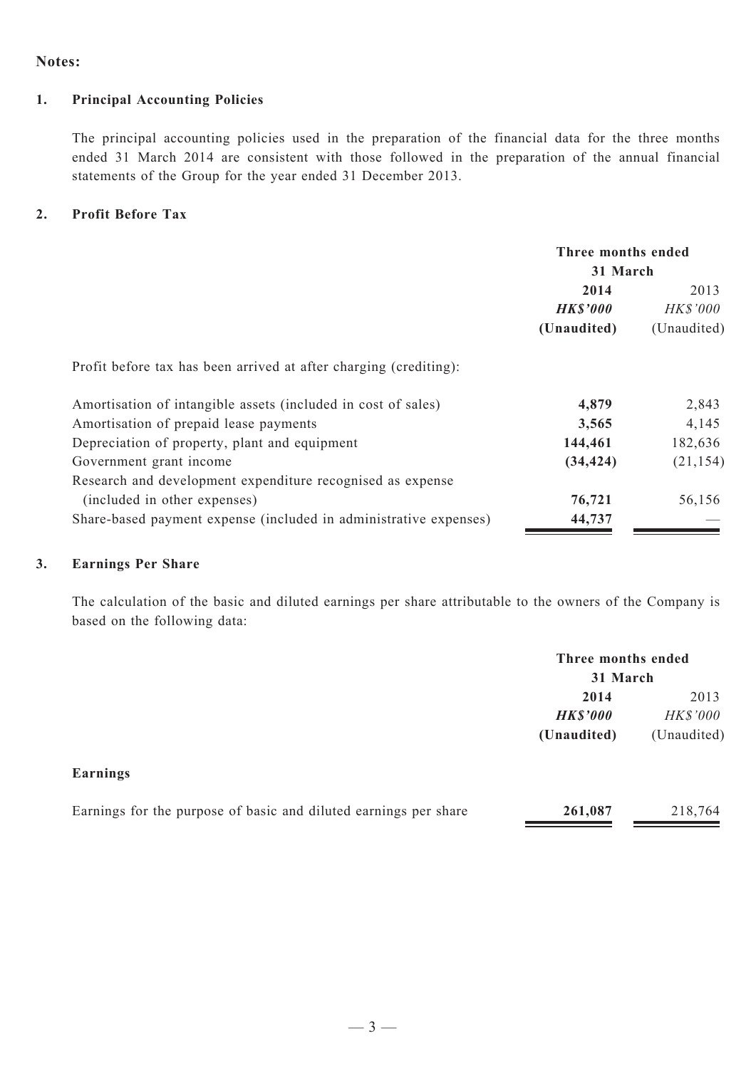## Notes:

### 1. Principal Accounting Policies

The principal accounting policies used in the preparation of the financial data for the three months ended 31 March 2014 are consistent with those followed in the preparation of the annual financial statements of the Group for the year ended 31 December 2013.

### 2. Profit Before Tax

| | Three months ended 31 March | |
|---|---|---|
| | **2014** | 2013 |
| | ***HK$'000*** | *HK$'000* |
| | **(Unaudited)** | (Unaudited) |
| Profit before tax has been arrived at after charging (crediting): | | |
| Amortisation of intangible assets (included in cost of sales) | **4,879** | 2,843 |
| Amortisation of prepaid lease payments | **3,565** | 4,145 |
| Depreciation of property, plant and equipment | **144,461** | 182,636 |
| Government grant income | **(34,424)** | (21,154) |
| Research and development expenditure recognised as expense (included in other expenses) | **76,721** | 56,156 |
| Share-based payment expense (included in administrative expenses) | **44,737** | — |

### 3. Earnings Per Share

The calculation of the basic and diluted earnings per share attributable to the owners of the Company is based on the following data:

| | Three months ended 31 March | |
|---|---|---|
| | **2014** | 2013 |
| | ***HK$'000*** | *HK$'000* |
| | **(Unaudited)** | (Unaudited) |
| **Earnings** | | |
| Earnings for the purpose of basic and diluted earnings per share | **261,087** | 218,764 |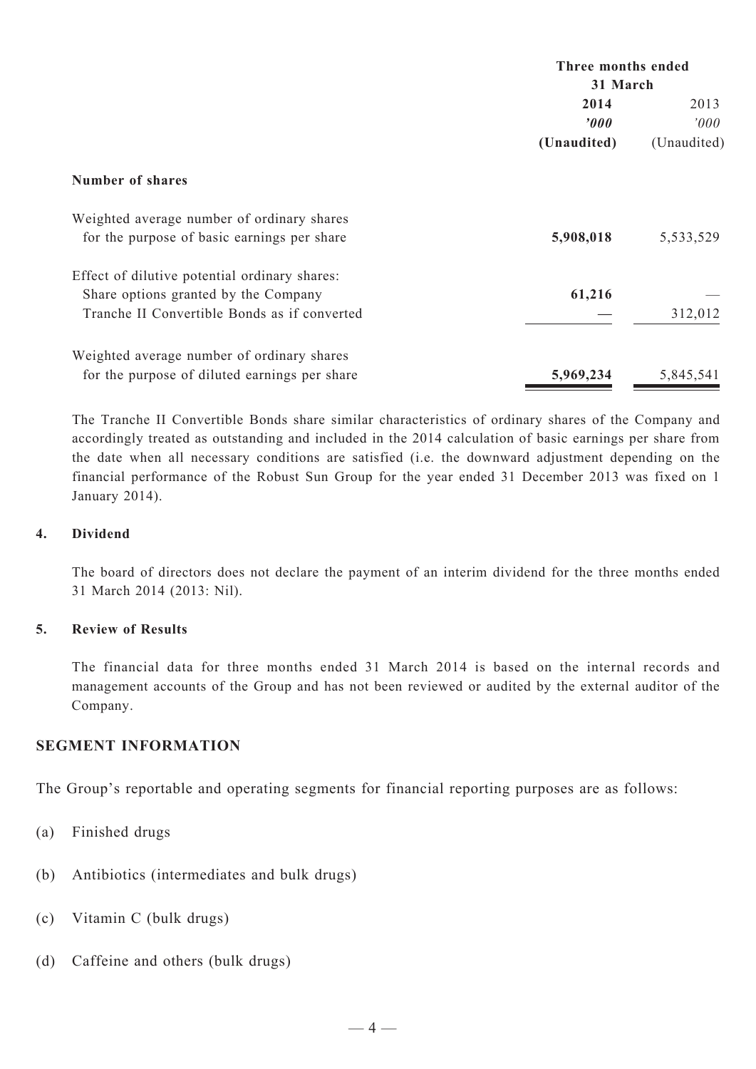| | Three months ended 31 March | |
|---|---|---|
| | **2014** | 2013 |
| | ***'000*** | *'000* |
| | **(Unaudited)** | (Unaudited) |
| **Number of shares** | | |
| Weighted average number of ordinary shares for the purpose of basic earnings per share | **5,908,018** | 5,533,529 |
| Effect of dilutive potential ordinary shares: | | |
| Share options granted by the Company | **61,216** | — |
| Tranche II Convertible Bonds as if converted | **—** | 312,012 |
| Weighted average number of ordinary shares for the purpose of diluted earnings per share | **5,969,234** | 5,845,541 |

The Tranche II Convertible Bonds share similar characteristics of ordinary shares of the Company and accordingly treated as outstanding and included in the 2014 calculation of basic earnings per share from the date when all necessary conditions are satisfied (i.e. the downward adjustment depending on the financial performance of the Robust Sun Group for the year ended 31 December 2013 was fixed on 1 January 2014).

**4. Dividend**

The board of directors does not declare the payment of an interim dividend for the three months ended 31 March 2014 (2013: Nil).

**5. Review of Results**

The financial data for three months ended 31 March 2014 is based on the internal records and management accounts of the Group and has not been reviewed or audited by the external auditor of the Company.

## SEGMENT INFORMATION

The Group's reportable and operating segments for financial reporting purposes are as follows:

(a) Finished drugs

(b) Antibiotics (intermediates and bulk drugs)

(c) Vitamin C (bulk drugs)

(d) Caffeine and others (bulk drugs)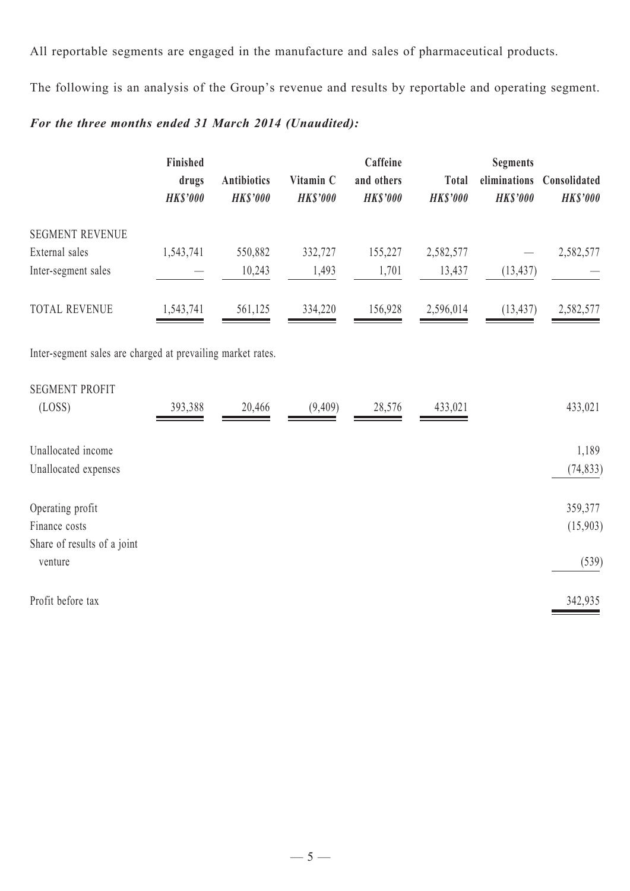All reportable segments are engaged in the manufacture and sales of pharmaceutical products.

The following is an analysis of the Group's revenue and results by reportable and operating segment.

***For the three months ended 31 March 2014 (Unaudited):***

| | Finished drugs *HK$'000* | Antibiotics *HK$'000* | Vitamin C *HK$'000* | Caffeine and others *HK$'000* | Total *HK$'000* | Segments eliminations *HK$'000* | Consolidated *HK$'000* |
|---|---|---|---|---|---|---|---|
| SEGMENT REVENUE | | | | | | | |
| External sales | 1,543,741 | 550,882 | 332,727 | 155,227 | 2,582,577 | — | 2,582,577 |
| Inter-segment sales | — | 10,243 | 1,493 | 1,701 | 13,437 | (13,437) | — |
| TOTAL REVENUE | 1,543,741 | 561,125 | 334,220 | 156,928 | 2,596,014 | (13,437) | 2,582,577 |

Inter-segment sales are charged at prevailing market rates.

| | Finished drugs *HK$'000* | Antibiotics *HK$'000* | Vitamin C *HK$'000* | Caffeine and others *HK$'000* | Total *HK$'000* | Segments eliminations *HK$'000* | Consolidated *HK$'000* |
|---|---|---|---|---|---|---|---|
| SEGMENT PROFIT (LOSS) | 393,388 | 20,466 | (9,409) | 28,576 | 433,021 | | 433,021 |
| Unallocated income | | | | | | | 1,189 |
| Unallocated expenses | | | | | | | (74,833) |
| Operating profit | | | | | | | 359,377 |
| Finance costs | | | | | | | (15,903) |
| Share of results of a joint venture | | | | | | | (539) |
| Profit before tax | | | | | | | 342,935 |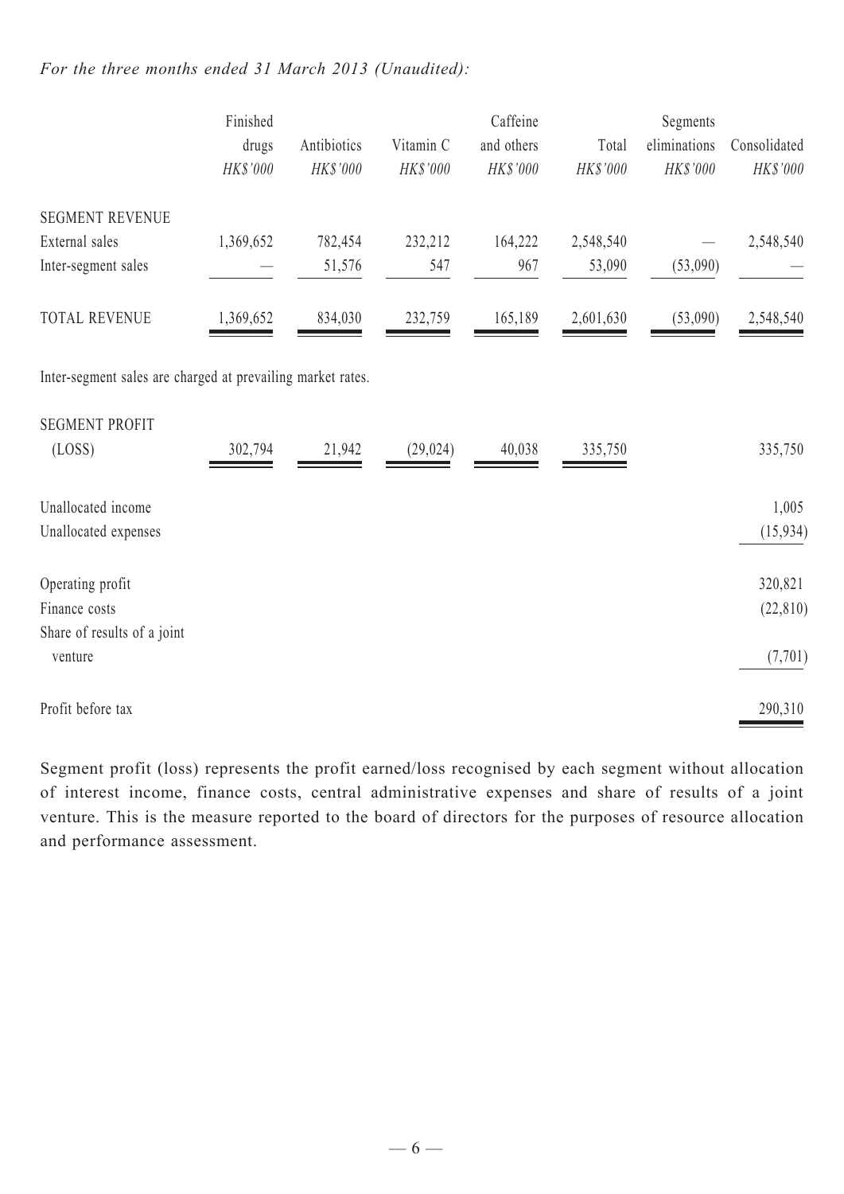*For the three months ended 31 March 2013 (Unaudited):*

| | Finished drugs HK$'000 | Antibiotics HK$'000 | Vitamin C HK$'000 | Caffeine and others HK$'000 | Total HK$'000 | Segments eliminations HK$'000 | Consolidated HK$'000 |
|---|---|---|---|---|---|---|---|
| SEGMENT REVENUE | | | | | | | |
| External sales | 1,369,652 | 782,454 | 232,212 | 164,222 | 2,548,540 | — | 2,548,540 |
| Inter-segment sales | — | 51,576 | 547 | 967 | 53,090 | (53,090) | — |
| TOTAL REVENUE | 1,369,652 | 834,030 | 232,759 | 165,189 | 2,601,630 | (53,090) | 2,548,540 |

Inter-segment sales are charged at prevailing market rates.

| | Finished drugs HK$'000 | Antibiotics HK$'000 | Vitamin C HK$'000 | Caffeine and others HK$'000 | Total HK$'000 | Segments eliminations HK$'000 | Consolidated HK$'000 |
|---|---|---|---|---|---|---|---|
| SEGMENT PROFIT (LOSS) | 302,794 | 21,942 | (29,024) | 40,038 | 335,750 | | 335,750 |
| Unallocated income | | | | | | | 1,005 |
| Unallocated expenses | | | | | | | (15,934) |
| Operating profit | | | | | | | 320,821 |
| Finance costs | | | | | | | (22,810) |
| Share of results of a joint venture | | | | | | | (7,701) |
| Profit before tax | | | | | | | 290,310 |

Segment profit (loss) represents the profit earned/loss recognised by each segment without allocation of interest income, finance costs, central administrative expenses and share of results of a joint venture. This is the measure reported to the board of directors for the purposes of resource allocation and performance assessment.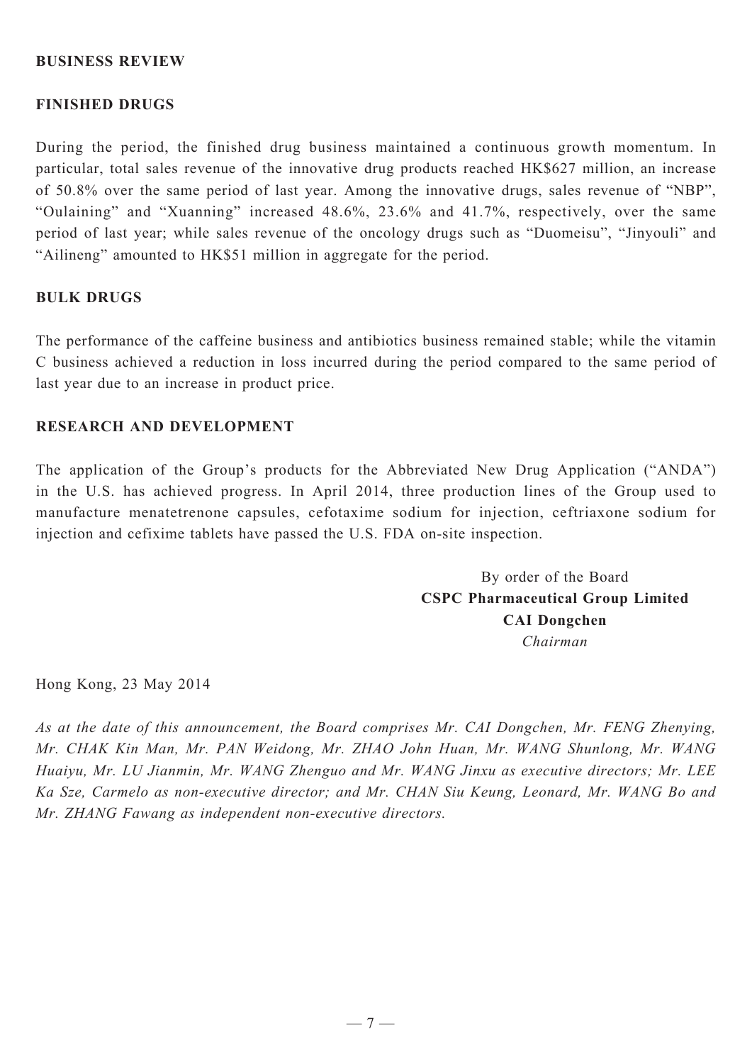## BUSINESS REVIEW

### FINISHED DRUGS

During the period, the finished drug business maintained a continuous growth momentum. In particular, total sales revenue of the innovative drug products reached HK$627 million, an increase of 50.8% over the same period of last year. Among the innovative drugs, sales revenue of "NBP", "Oulaining" and "Xuanning" increased 48.6%, 23.6% and 41.7%, respectively, over the same period of last year; while sales revenue of the oncology drugs such as "Duomeisu", "Jinyouli" and "Ailineng" amounted to HK$51 million in aggregate for the period.

### BULK DRUGS

The performance of the caffeine business and antibiotics business remained stable; while the vitamin C business achieved a reduction in loss incurred during the period compared to the same period of last year due to an increase in product price.

### RESEARCH AND DEVELOPMENT

The application of the Group's products for the Abbreviated New Drug Application ("ANDA") in the U.S. has achieved progress. In April 2014, three production lines of the Group used to manufacture menatetrenone capsules, cefotaxime sodium for injection, ceftriaxone sodium for injection and cefixime tablets have passed the U.S. FDA on-site inspection.

By order of the Board
**CSPC Pharmaceutical Group Limited**
**CAI Dongchen**
*Chairman*

Hong Kong, 23 May 2014

*As at the date of this announcement, the Board comprises Mr. CAI Dongchen, Mr. FENG Zhenying, Mr. CHAK Kin Man, Mr. PAN Weidong, Mr. ZHAO John Huan, Mr. WANG Shunlong, Mr. WANG Huaiyu, Mr. LU Jianmin, Mr. WANG Zhenguo and Mr. WANG Jinxu as executive directors; Mr. LEE Ka Sze, Carmelo as non-executive director; and Mr. CHAN Siu Keung, Leonard, Mr. WANG Bo and Mr. ZHANG Fawang as independent non-executive directors.*